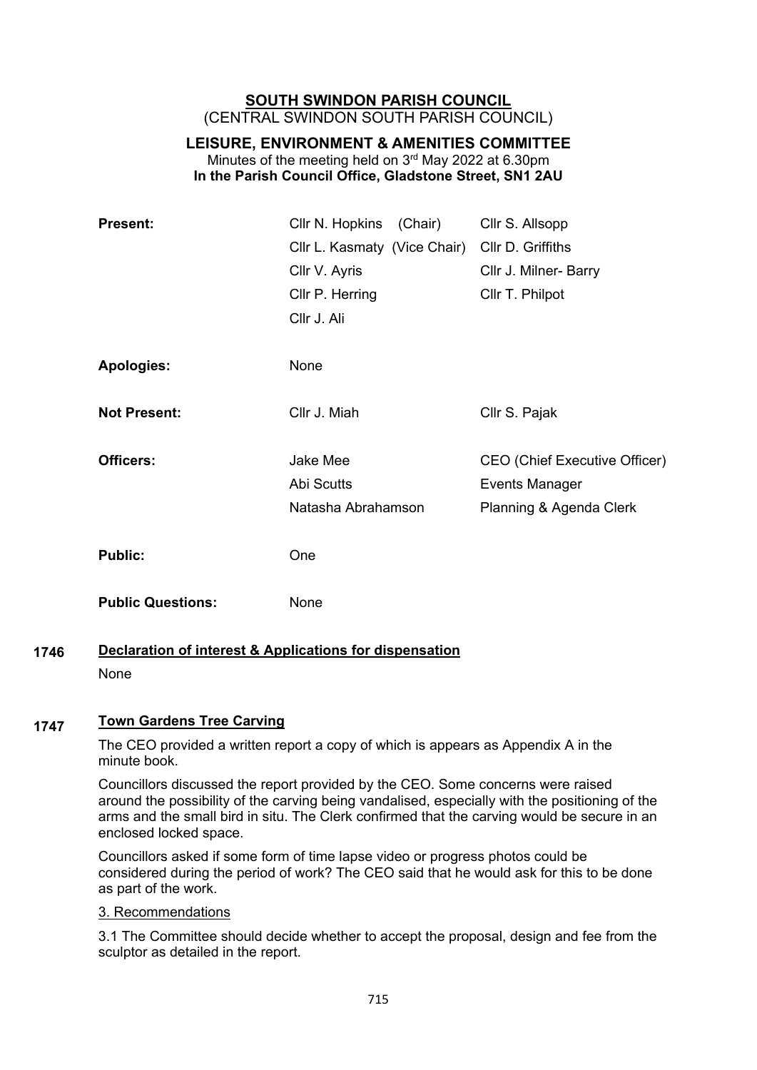# SOUTH SWINDON PARISH COUNCIL

(CENTRAL SWINDON SOUTH PARISH COUNCIL)

## LEISURE, ENVIRONMENT & AMENITIES COMMITTEE

Minutes of the meeting held on 3rd May 2022 at 6.30pm

**In the Parish Council Office, Gladstone Street, SN1 2AU**

| | | |
|---|---|---|
| **Present:** | Cllr N. Hopkins (Chair) | Cllr S. Allsopp |
| | Cllr L. Kasmaty (Vice Chair) | Cllr D. Griffiths |
| | Cllr V. Ayris | Cllr J. Milner- Barry |
| | Cllr P. Herring | Cllr T. Philpot |
| | Cllr J. Ali | |
| **Apologies:** | None | |
| **Not Present:** | Cllr J. Miah | Cllr S. Pajak |
| **Officers:** | Jake Mee | CEO (Chief Executive Officer) |
| | Abi Scutts | Events Manager |
| | Natasha Abrahamson | Planning & Agenda Clerk |
| **Public:** | One | |
| **Public Questions:** | None | |

**1746 Declaration of interest & Applications for dispensation**

None

**1747 Town Gardens Tree Carving**

The CEO provided a written report a copy of which is appears as Appendix A in the minute book.

Councillors discussed the report provided by the CEO. Some concerns were raised around the possibility of the carving being vandalised, especially with the positioning of the arms and the small bird in situ. The Clerk confirmed that the carving would be secure in an enclosed locked space.

Councillors asked if some form of time lapse video or progress photos could be considered during the period of work? The CEO said that he would ask for this to be done as part of the work.

3. Recommendations

3.1 The Committee should decide whether to accept the proposal, design and fee from the sculptor as detailed in the report.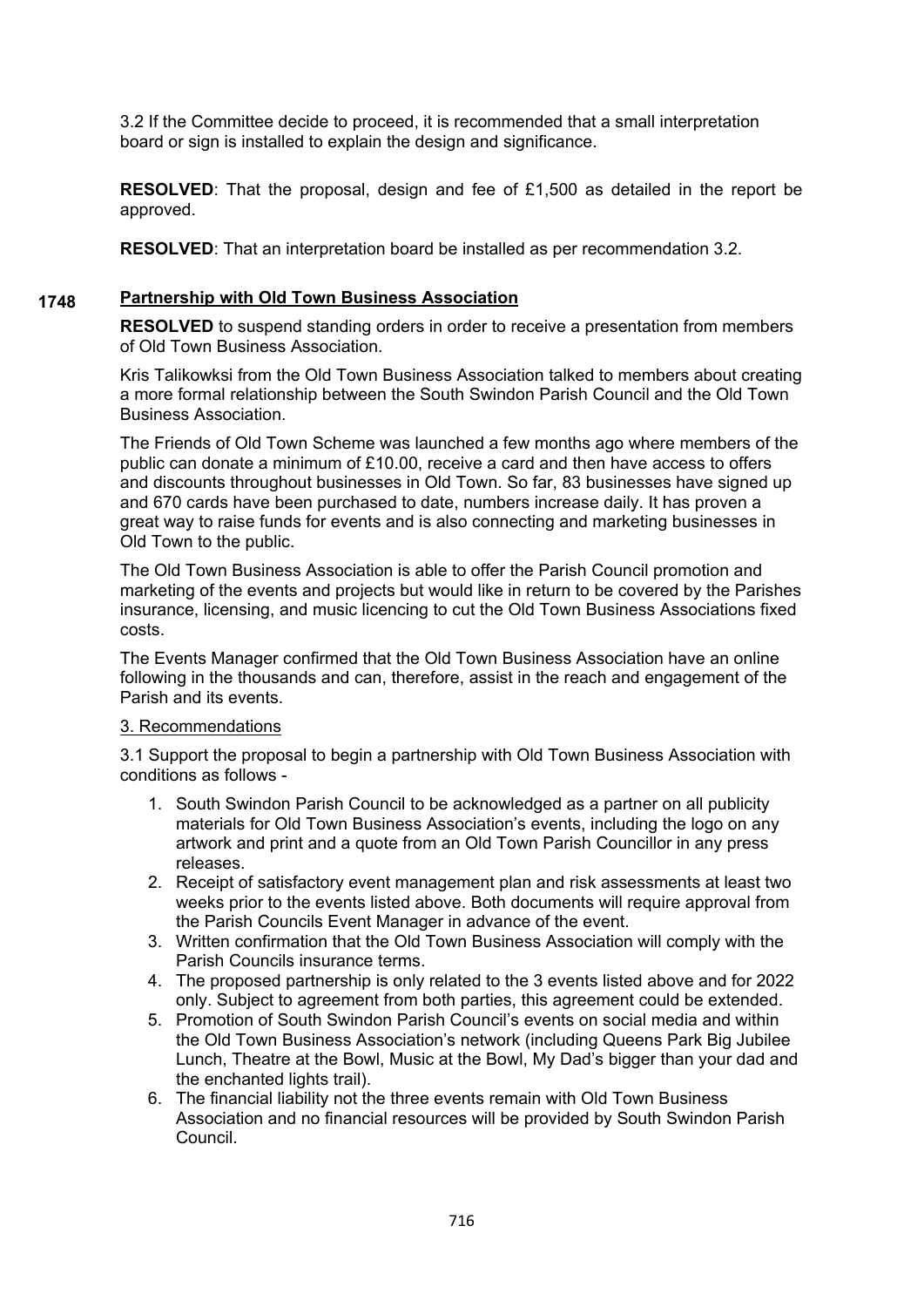3.2 If the Committee decide to proceed, it is recommended that a small interpretation board or sign is installed to explain the design and significance.

**RESOLVED**: That the proposal, design and fee of £1,500 as detailed in the report be approved.

**RESOLVED**: That an interpretation board be installed as per recommendation 3.2.

## 1748 Partnership with Old Town Business Association

**RESOLVED** to suspend standing orders in order to receive a presentation from members of Old Town Business Association.

Kris Talikowksi from the Old Town Business Association talked to members about creating a more formal relationship between the South Swindon Parish Council and the Old Town Business Association.

The Friends of Old Town Scheme was launched a few months ago where members of the public can donate a minimum of £10.00, receive a card and then have access to offers and discounts throughout businesses in Old Town. So far, 83 businesses have signed up and 670 cards have been purchased to date, numbers increase daily. It has proven a great way to raise funds for events and is also connecting and marketing businesses in Old Town to the public.

The Old Town Business Association is able to offer the Parish Council promotion and marketing of the events and projects but would like in return to be covered by the Parishes insurance, licensing, and music licencing to cut the Old Town Business Associations fixed costs.

The Events Manager confirmed that the Old Town Business Association have an online following in the thousands and can, therefore, assist in the reach and engagement of the Parish and its events.

3. Recommendations

3.1 Support the proposal to begin a partnership with Old Town Business Association with conditions as follows -

1. South Swindon Parish Council to be acknowledged as a partner on all publicity materials for Old Town Business Association's events, including the logo on any artwork and print and a quote from an Old Town Parish Councillor in any press releases.
2. Receipt of satisfactory event management plan and risk assessments at least two weeks prior to the events listed above. Both documents will require approval from the Parish Councils Event Manager in advance of the event.
3. Written confirmation that the Old Town Business Association will comply with the Parish Councils insurance terms.
4. The proposed partnership is only related to the 3 events listed above and for 2022 only. Subject to agreement from both parties, this agreement could be extended.
5. Promotion of South Swindon Parish Council's events on social media and within the Old Town Business Association's network (including Queens Park Big Jubilee Lunch, Theatre at the Bowl, Music at the Bowl, My Dad's bigger than your dad and the enchanted lights trail).
6. The financial liability not the three events remain with Old Town Business Association and no financial resources will be provided by South Swindon Parish Council.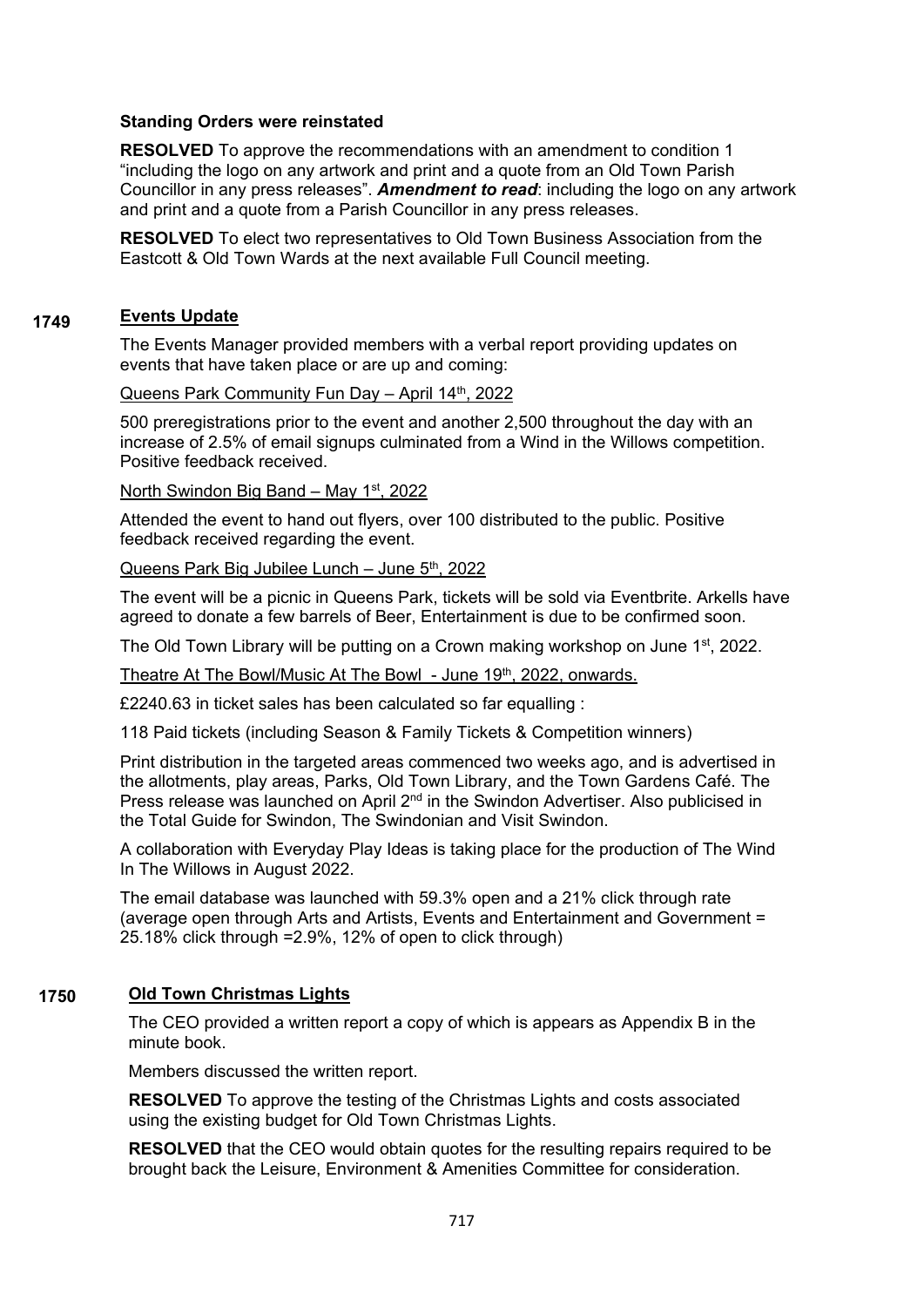**Standing Orders were reinstated**

**RESOLVED** To approve the recommendations with an amendment to condition 1 "including the logo on any artwork and print and a quote from an Old Town Parish Councillor in any press releases". ***Amendment to read***: including the logo on any artwork and print and a quote from a Parish Councillor in any press releases.

**RESOLVED** To elect two representatives to Old Town Business Association from the Eastcott & Old Town Wards at the next available Full Council meeting.

## 1749 Events Update

The Events Manager provided members with a verbal report providing updates on events that have taken place or are up and coming:

Queens Park Community Fun Day – April 14th, 2022

500 preregistrations prior to the event and another 2,500 throughout the day with an increase of 2.5% of email signups culminated from a Wind in the Willows competition. Positive feedback received.

North Swindon Big Band – May 1st, 2022

Attended the event to hand out flyers, over 100 distributed to the public. Positive feedback received regarding the event.

Queens Park Big Jubilee Lunch – June 5th, 2022

The event will be a picnic in Queens Park, tickets will be sold via Eventbrite. Arkells have agreed to donate a few barrels of Beer, Entertainment is due to be confirmed soon.

The Old Town Library will be putting on a Crown making workshop on June 1st, 2022.

Theatre At The Bowl/Music At The Bowl - June 19th, 2022, onwards.

£2240.63 in ticket sales has been calculated so far equalling :

118 Paid tickets (including Season & Family Tickets & Competition winners)

Print distribution in the targeted areas commenced two weeks ago, and is advertised in the allotments, play areas, Parks, Old Town Library, and the Town Gardens Café. The Press release was launched on April 2nd in the Swindon Advertiser. Also publicised in the Total Guide for Swindon, The Swindonian and Visit Swindon.

A collaboration with Everyday Play Ideas is taking place for the production of The Wind In The Willows in August 2022.

The email database was launched with 59.3% open and a 21% click through rate (average open through Arts and Artists, Events and Entertainment and Government = 25.18% click through =2.9%, 12% of open to click through)

## 1750 Old Town Christmas Lights

The CEO provided a written report a copy of which is appears as Appendix B in the minute book.

Members discussed the written report.

**RESOLVED** To approve the testing of the Christmas Lights and costs associated using the existing budget for Old Town Christmas Lights.

**RESOLVED** that the CEO would obtain quotes for the resulting repairs required to be brought back the Leisure, Environment & Amenities Committee for consideration.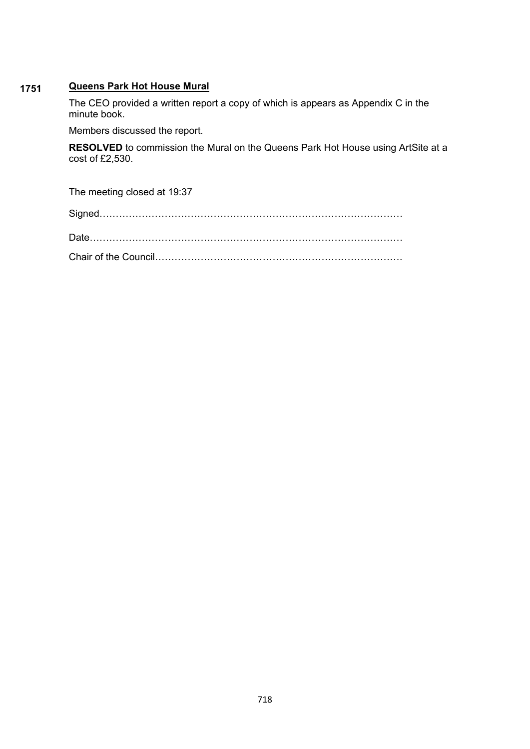## 1751 **Queens Park Hot House Mural**

The CEO provided a written report a copy of which is appears as Appendix C in the minute book.

Members discussed the report.

**RESOLVED** to commission the Mural on the Queens Park Hot House using ArtSite at a cost of £2,530.

The meeting closed at 19:37

Signed…………………………………………………………………………………

Date……………………………………………………………………………………

Chair of the Council…………………………………………………………………